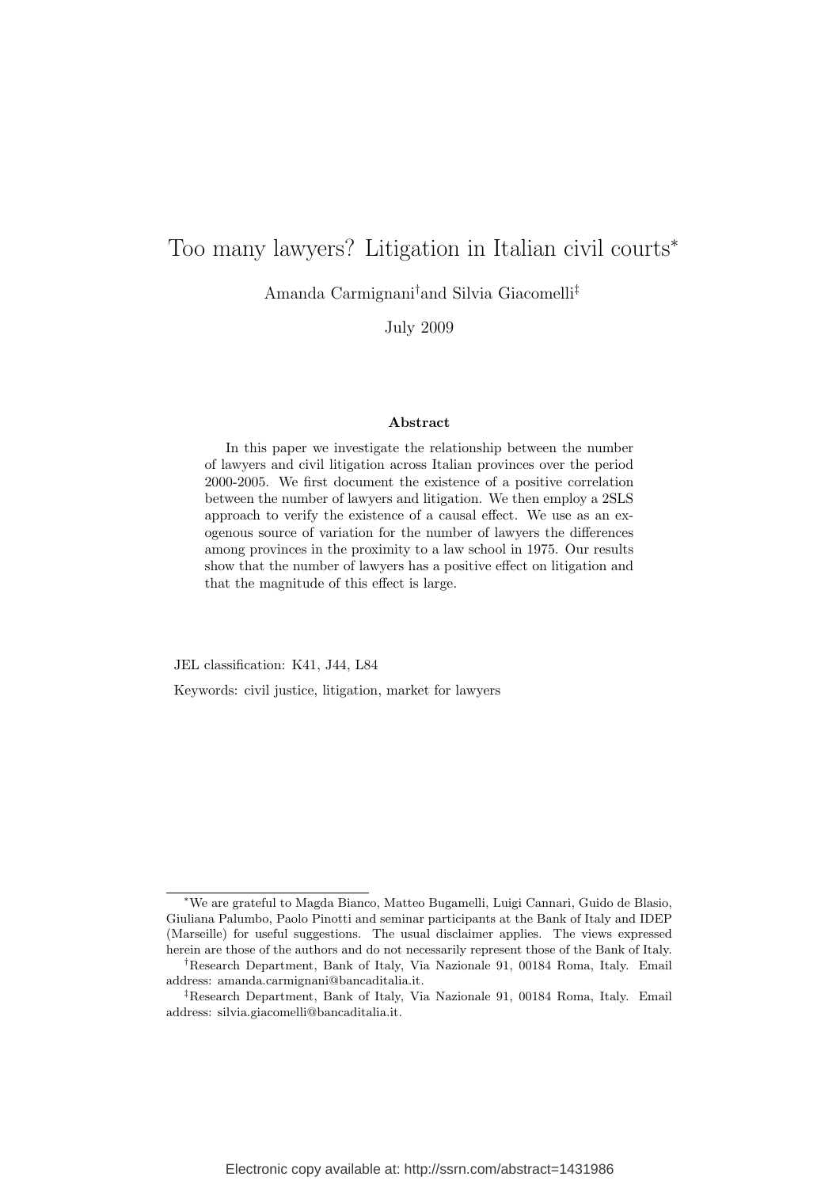# Too many lawyers? Litigation in Italian civil courts[*]

Amanda Carmignani[†] and Silvia Giacomelli[‡]

July 2009

### Abstract

In this paper we investigate the relationship between the number of lawyers and civil litigation across Italian provinces over the period 2000-2005. We first document the existence of a positive correlation between the number of lawyers and litigation. We then employ a 2SLS approach to verify the existence of a causal effect. We use as an exogenous source of variation for the number of lawyers the differences among provinces in the proximity to a law school in 1975. Our results show that the number of lawyers has a positive effect on litigation and that the magnitude of this effect is large.

JEL classification: K41, J44, L84

Keywords: civil justice, litigation, market for lawyers

---

[*] We are grateful to Magda Bianco, Matteo Bugamelli, Luigi Cannari, Guido de Blasio, Giuliana Palumbo, Paolo Pinotti and seminar participants at the Bank of Italy and IDEP (Marseille) for useful suggestions. The usual disclaimer applies. The views expressed herein are those of the authors and do not necessarily represent those of the Bank of Italy.

[†] Research Department, Bank of Italy, Via Nazionale 91, 00184 Roma, Italy. Email address: amanda.carmignani@bancaditalia.it.

[‡] Research Department, Bank of Italy, Via Nazionale 91, 00184 Roma, Italy. Email address: silvia.giacomelli@bancaditalia.it.

Electronic copy available at: http://ssrn.com/abstract=1431986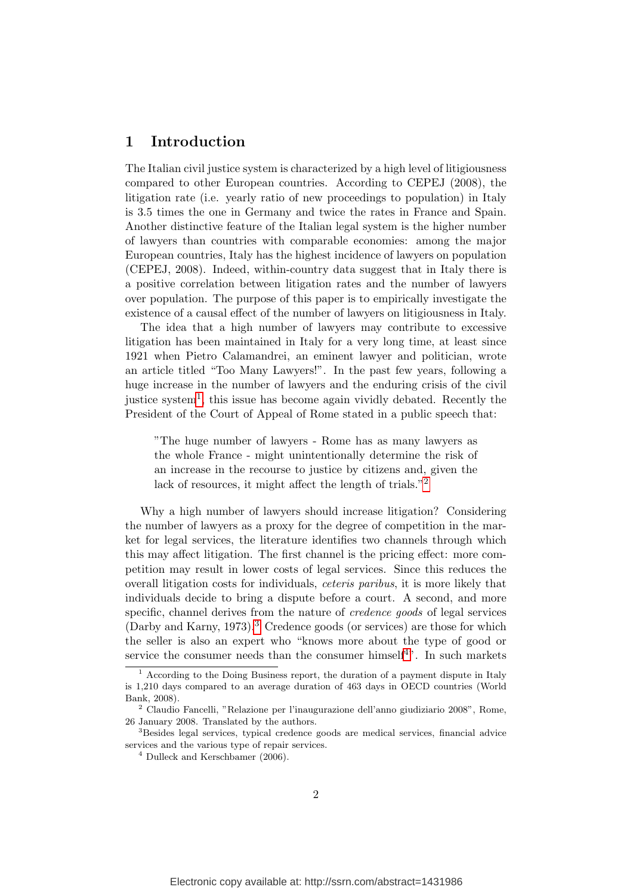# 1 Introduction

The Italian civil justice system is characterized by a high level of litigiousness compared to other European countries. According to CEPEJ (2008), the litigation rate (i.e. yearly ratio of new proceedings to population) in Italy is 3.5 times the one in Germany and twice the rates in France and Spain. Another distinctive feature of the Italian legal system is the higher number of lawyers than countries with comparable economies: among the major European countries, Italy has the highest incidence of lawyers on population (CEPEJ, 2008). Indeed, within-country data suggest that in Italy there is a positive correlation between litigation rates and the number of lawyers over population. The purpose of this paper is to empirically investigate the existence of a causal effect of the number of lawyers on litigiousness in Italy.

The idea that a high number of lawyers may contribute to excessive litigation has been maintained in Italy for a very long time, at least since 1921 when Pietro Calamandrei, an eminent lawyer and politician, wrote an article titled "Too Many Lawyers!". In the past few years, following a huge increase in the number of lawyers and the enduring crisis of the civil justice system[1], this issue has become again vividly debated. Recently the President of the Court of Appeal of Rome stated in a public speech that:

> "The huge number of lawyers - Rome has as many lawyers as the whole France - might unintentionally determine the risk of an increase in the recourse to justice by citizens and, given the lack of resources, it might affect the length of trials."[2]

Why a high number of lawyers should increase litigation? Considering the number of lawyers as a proxy for the degree of competition in the market for legal services, the literature identifies two channels through which this may affect litigation. The first channel is the pricing effect: more competition may result in lower costs of legal services. Since this reduces the overall litigation costs for individuals, *ceteris paribus*, it is more likely that individuals decide to bring a dispute before a court. A second, and more specific, channel derives from the nature of *credence goods* of legal services (Darby and Karny, 1973).[3] Credence goods (or services) are those for which the seller is also an expert who "knows more about the type of good or service the consumer needs than the consumer himself[4]". In such markets

[1] According to the Doing Business report, the duration of a payment dispute in Italy is 1,210 days compared to an average duration of 463 days in OECD countries (World Bank, 2008).

[2] Claudio Fancelli, "Relazione per l'inaugurazione dell'anno giudiziario 2008", Rome, 26 January 2008. Translated by the authors.

[3] Besides legal services, typical credence goods are medical services, financial advice services and the various type of repair services.

[4] Dulleck and Kerschbamer (2006).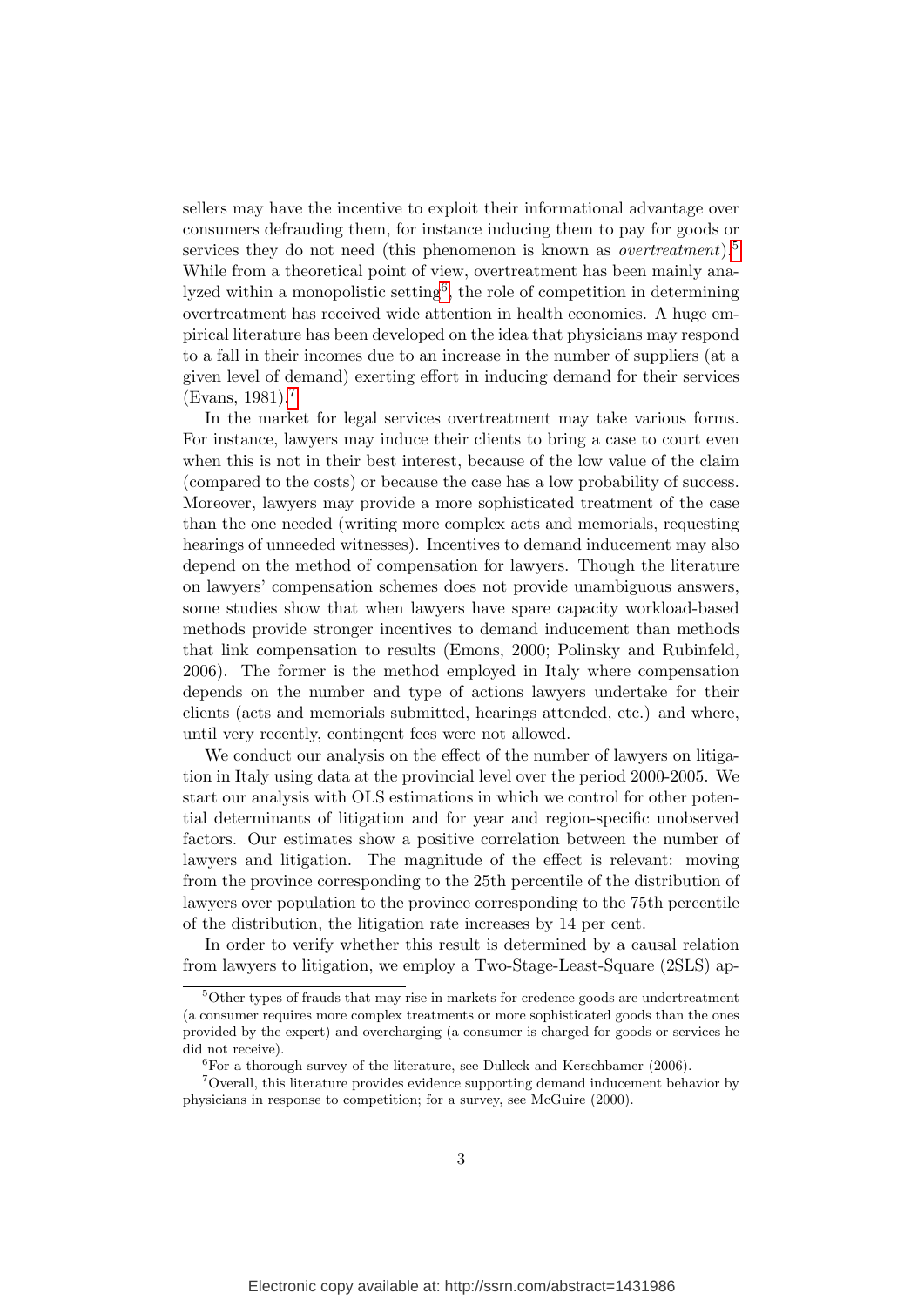sellers may have the incentive to exploit their informational advantage over consumers defrauding them, for instance inducing them to pay for goods or services they do not need (this phenomenon is known as *overtreatment*).[5] While from a theoretical point of view, overtreatment has been mainly analyzed within a monopolistic setting[6], the role of competition in determining overtreatment has received wide attention in health economics. A huge empirical literature has been developed on the idea that physicians may respond to a fall in their incomes due to an increase in the number of suppliers (at a given level of demand) exerting effort in inducing demand for their services (Evans, 1981).[7]

In the market for legal services overtreatment may take various forms. For instance, lawyers may induce their clients to bring a case to court even when this is not in their best interest, because of the low value of the claim (compared to the costs) or because the case has a low probability of success. Moreover, lawyers may provide a more sophisticated treatment of the case than the one needed (writing more complex acts and memorials, requesting hearings of unneeded witnesses). Incentives to demand inducement may also depend on the method of compensation for lawyers. Though the literature on lawyers' compensation schemes does not provide unambiguous answers, some studies show that when lawyers have spare capacity workload-based methods provide stronger incentives to demand inducement than methods that link compensation to results (Emons, 2000; Polinsky and Rubinfeld, 2006). The former is the method employed in Italy where compensation depends on the number and type of actions lawyers undertake for their clients (acts and memorials submitted, hearings attended, etc.) and where, until very recently, contingent fees were not allowed.

We conduct our analysis on the effect of the number of lawyers on litigation in Italy using data at the provincial level over the period 2000-2005. We start our analysis with OLS estimations in which we control for other potential determinants of litigation and for year and region-specific unobserved factors. Our estimates show a positive correlation between the number of lawyers and litigation. The magnitude of the effect is relevant: moving from the province corresponding to the 25th percentile of the distribution of lawyers over population to the province corresponding to the 75th percentile of the distribution, the litigation rate increases by 14 per cent.

In order to verify whether this result is determined by a causal relation from lawyers to litigation, we employ a Two-Stage-Least-Square (2SLS) ap-

---

[5] Other types of frauds that may rise in markets for credence goods are undertreatment (a consumer requires more complex treatments or more sophisticated goods than the ones provided by the expert) and overcharging (a consumer is charged for goods or services he did not receive).

[6] For a thorough survey of the literature, see Dulleck and Kerschbamer (2006).

[7] Overall, this literature provides evidence supporting demand inducement behavior by physicians in response to competition; for a survey, see McGuire (2000).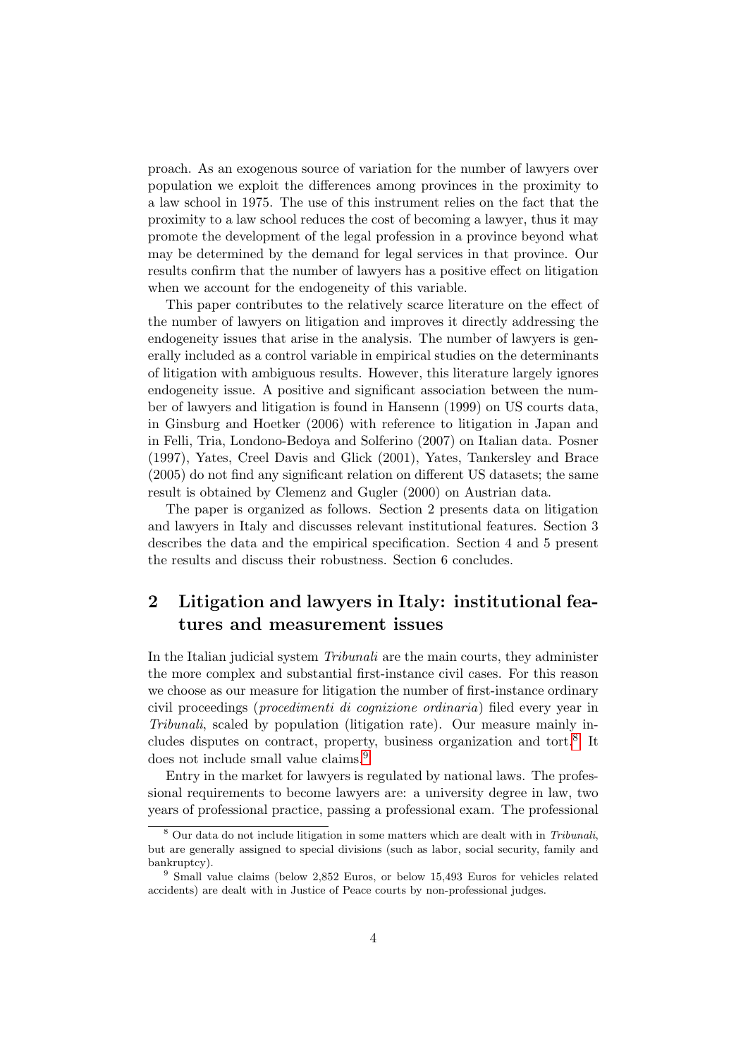proach. As an exogenous source of variation for the number of lawyers over population we exploit the differences among provinces in the proximity to a law school in 1975. The use of this instrument relies on the fact that the proximity to a law school reduces the cost of becoming a lawyer, thus it may promote the development of the legal profession in a province beyond what may be determined by the demand for legal services in that province. Our results confirm that the number of lawyers has a positive effect on litigation when we account for the endogeneity of this variable.

This paper contributes to the relatively scarce literature on the effect of the number of lawyers on litigation and improves it directly addressing the endogeneity issues that arise in the analysis. The number of lawyers is generally included as a control variable in empirical studies on the determinants of litigation with ambiguous results. However, this literature largely ignores endogeneity issue. A positive and significant association between the number of lawyers and litigation is found in Hansenn (1999) on US courts data, in Ginsburg and Hoetker (2006) with reference to litigation in Japan and in Felli, Tria, Londono-Bedoya and Solferino (2007) on Italian data. Posner (1997), Yates, Creel Davis and Glick (2001), Yates, Tankersley and Brace (2005) do not find any significant relation on different US datasets; the same result is obtained by Clemenz and Gugler (2000) on Austrian data.

The paper is organized as follows. Section 2 presents data on litigation and lawyers in Italy and discusses relevant institutional features. Section 3 describes the data and the empirical specification. Section 4 and 5 present the results and discuss their robustness. Section 6 concludes.

## 2 Litigation and lawyers in Italy: institutional features and measurement issues

In the Italian judicial system *Tribunali* are the main courts, they administer the more complex and substantial first-instance civil cases. For this reason we choose as our measure for litigation the number of first-instance ordinary civil proceedings (*procedimenti di cognizione ordinaria*) filed every year in *Tribunali*, scaled by population (litigation rate). Our measure mainly includes disputes on contract, property, business organization and tort.[8] It does not include small value claims.[9]

Entry in the market for lawyers is regulated by national laws. The professional requirements to become lawyers are: a university degree in law, two years of professional practice, passing a professional exam. The professional

[8] Our data do not include litigation in some matters which are dealt with in *Tribunali*, but are generally assigned to special divisions (such as labor, social security, family and bankruptcy).

[9] Small value claims (below 2,852 Euros, or below 15,493 Euros for vehicles related accidents) are dealt with in Justice of Peace courts by non-professional judges.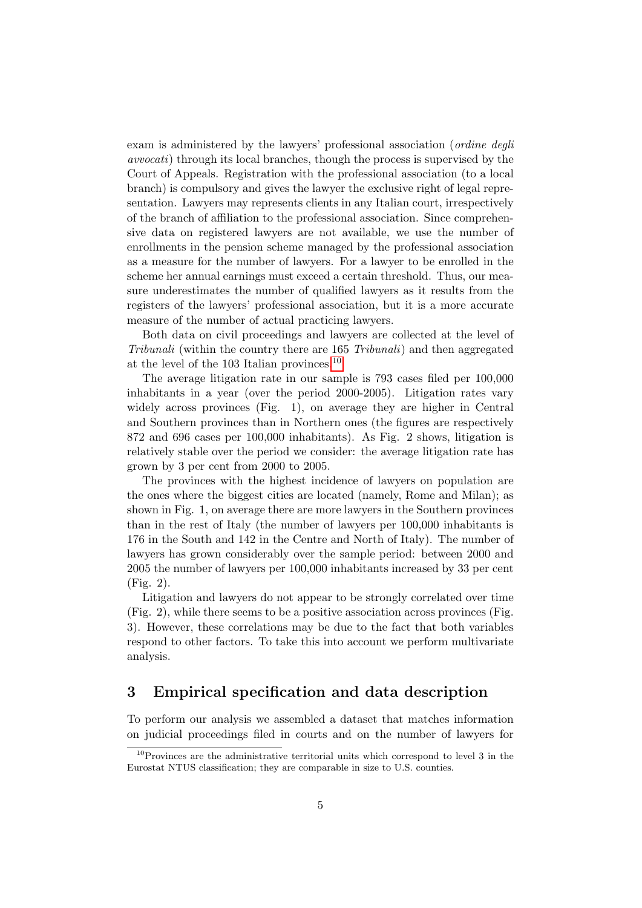exam is administered by the lawyers' professional association (*ordine degli avvocati*) through its local branches, though the process is supervised by the Court of Appeals. Registration with the professional association (to a local branch) is compulsory and gives the lawyer the exclusive right of legal representation. Lawyers may represents clients in any Italian court, irrespectively of the branch of affiliation to the professional association. Since comprehensive data on registered lawyers are not available, we use the number of enrollments in the pension scheme managed by the professional association as a measure for the number of lawyers. For a lawyer to be enrolled in the scheme her annual earnings must exceed a certain threshold. Thus, our measure underestimates the number of qualified lawyers as it results from the registers of the lawyers' professional association, but it is a more accurate measure of the number of actual practicing lawyers.

Both data on civil proceedings and lawyers are collected at the level of *Tribunali* (within the country there are 165 *Tribunali*) and then aggregated at the level of the 103 Italian provinces.[10]

The average litigation rate in our sample is 793 cases filed per 100,000 inhabitants in a year (over the period 2000-2005). Litigation rates vary widely across provinces (Fig. 1), on average they are higher in Central and Southern provinces than in Northern ones (the figures are respectively 872 and 696 cases per 100,000 inhabitants). As Fig. 2 shows, litigation is relatively stable over the period we consider: the average litigation rate has grown by 3 per cent from 2000 to 2005.

The provinces with the highest incidence of lawyers on population are the ones where the biggest cities are located (namely, Rome and Milan); as shown in Fig. 1, on average there are more lawyers in the Southern provinces than in the rest of Italy (the number of lawyers per 100,000 inhabitants is 176 in the South and 142 in the Centre and North of Italy). The number of lawyers has grown considerably over the sample period: between 2000 and 2005 the number of lawyers per 100,000 inhabitants increased by 33 per cent (Fig. 2).

Litigation and lawyers do not appear to be strongly correlated over time (Fig. 2), while there seems to be a positive association across provinces (Fig. 3). However, these correlations may be due to the fact that both variables respond to other factors. To take this into account we perform multivariate analysis.

## 3 Empirical specification and data description

To perform our analysis we assembled a dataset that matches information on judicial proceedings filed in courts and on the number of lawyers for

[10] Provinces are the administrative territorial units which correspond to level 3 in the Eurostat NTUS classification; they are comparable in size to U.S. counties.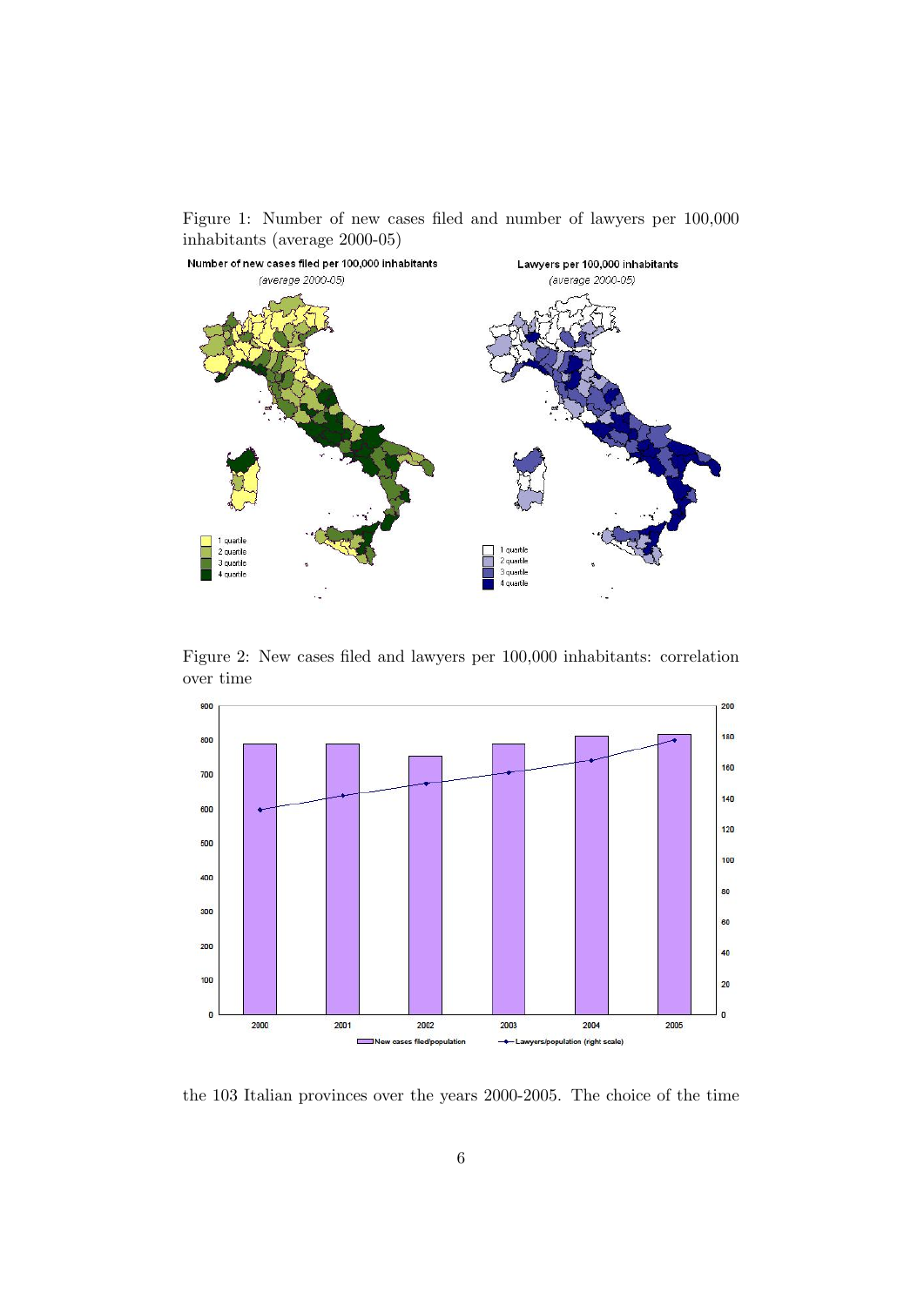Figure 1: Number of new cases filed and number of lawyers per 100,000 inhabitants (average 2000-05)

Figure 2: New cases filed and lawyers per 100,000 inhabitants: correlation over time

the 103 Italian provinces over the years 2000-2005. The choice of the time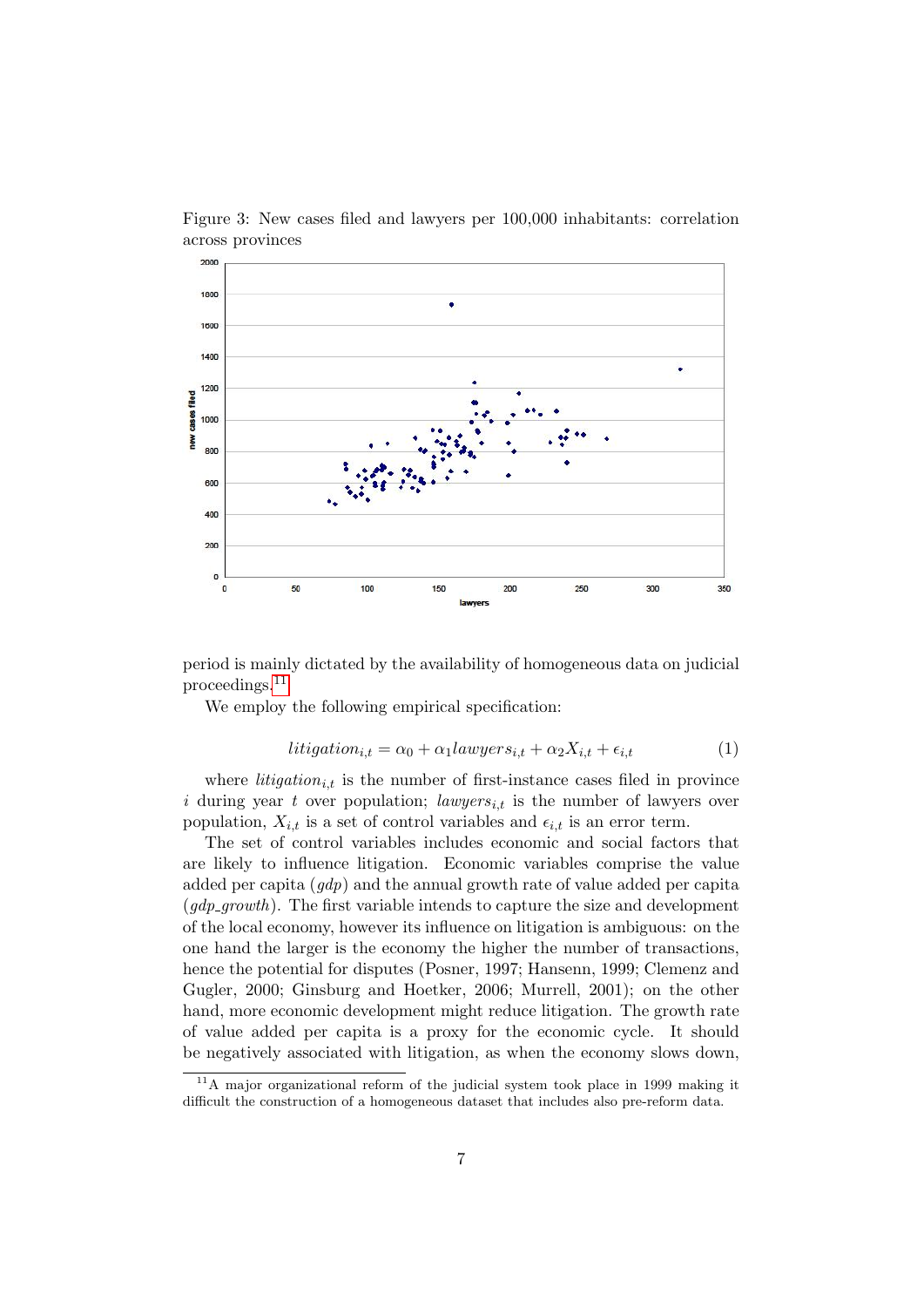Figure 3: New cases filed and lawyers per 100,000 inhabitants: correlation across provinces

period is mainly dictated by the availability of homogeneous data on judicial proceedings.[11]

We employ the following empirical specification:

$$litigation_{i,t} = \alpha_0 + \alpha_1 lawyers_{i,t} + \alpha_2 X_{i,t} + \epsilon_{i,t} \tag{1}$$

where $litigation_{i,t}$ is the number of first-instance cases filed in province $i$ during year $t$ over population; $lawyers_{i,t}$ is the number of lawyers over population, $X_{i,t}$ is a set of control variables and $\epsilon_{i,t}$ is an error term.

The set of control variables includes economic and social factors that are likely to influence litigation. Economic variables comprise the value added per capita (*gdp*) and the annual growth rate of value added per capita (*gdp_growth*). The first variable intends to capture the size and development of the local economy, however its influence on litigation is ambiguous: on the one hand the larger is the economy the higher the number of transactions, hence the potential for disputes (Posner, 1997; Hansenn, 1999; Clemenz and Gugler, 2000; Ginsburg and Hoetker, 2006; Murrell, 2001); on the other hand, more economic development might reduce litigation. The growth rate of value added per capita is a proxy for the economic cycle. It should be negatively associated with litigation, as when the economy slows down,

[11] A major organizational reform of the judicial system took place in 1999 making it difficult the construction of a homogeneous dataset that includes also pre-reform data.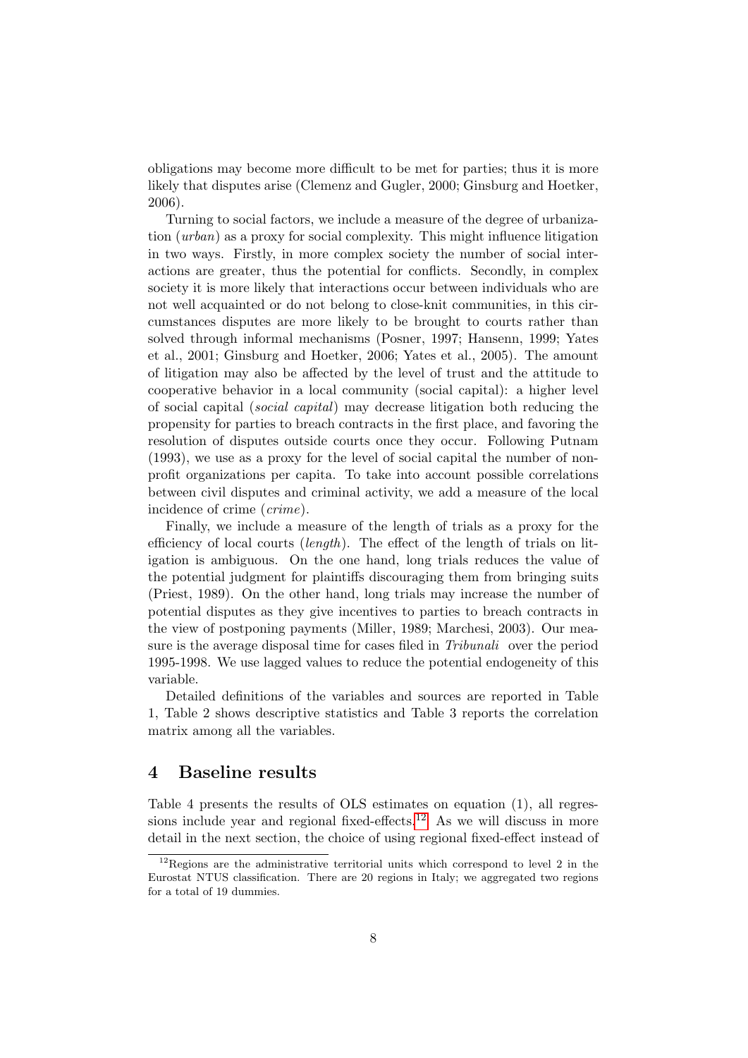obligations may become more difficult to be met for parties; thus it is more likely that disputes arise (Clemenz and Gugler, 2000; Ginsburg and Hoetker, 2006).

Turning to social factors, we include a measure of the degree of urbanization (*urban*) as a proxy for social complexity. This might influence litigation in two ways. Firstly, in more complex society the number of social interactions are greater, thus the potential for conflicts. Secondly, in complex society it is more likely that interactions occur between individuals who are not well acquainted or do not belong to close-knit communities, in this circumstances disputes are more likely to be brought to courts rather than solved through informal mechanisms (Posner, 1997; Hansenn, 1999; Yates et al., 2001; Ginsburg and Hoetker, 2006; Yates et al., 2005). The amount of litigation may also be affected by the level of trust and the attitude to cooperative behavior in a local community (social capital): a higher level of social capital (*social capital*) may decrease litigation both reducing the propensity for parties to breach contracts in the first place, and favoring the resolution of disputes outside courts once they occur. Following Putnam (1993), we use as a proxy for the level of social capital the number of non-profit organizations per capita. To take into account possible correlations between civil disputes and criminal activity, we add a measure of the local incidence of crime (*crime*).

Finally, we include a measure of the length of trials as a proxy for the efficiency of local courts (*length*). The effect of the length of trials on litigation is ambiguous. On the one hand, long trials reduces the value of the potential judgment for plaintiffs discouraging them from bringing suits (Priest, 1989). On the other hand, long trials may increase the number of potential disputes as they give incentives to parties to breach contracts in the view of postponing payments (Miller, 1989; Marchesi, 2003). Our measure is the average disposal time for cases filed in *Tribunali* over the period 1995-1998. We use lagged values to reduce the potential endogeneity of this variable.

Detailed definitions of the variables and sources are reported in Table 1, Table 2 shows descriptive statistics and Table 3 reports the correlation matrix among all the variables.

## 4 Baseline results

Table 4 presents the results of OLS estimates on equation (1), all regressions include year and regional fixed-effects.[12] As we will discuss in more detail in the next section, the choice of using regional fixed-effect instead of

[12] Regions are the administrative territorial units which correspond to level 2 in the Eurostat NTUS classification. There are 20 regions in Italy; we aggregated two regions for a total of 19 dummies.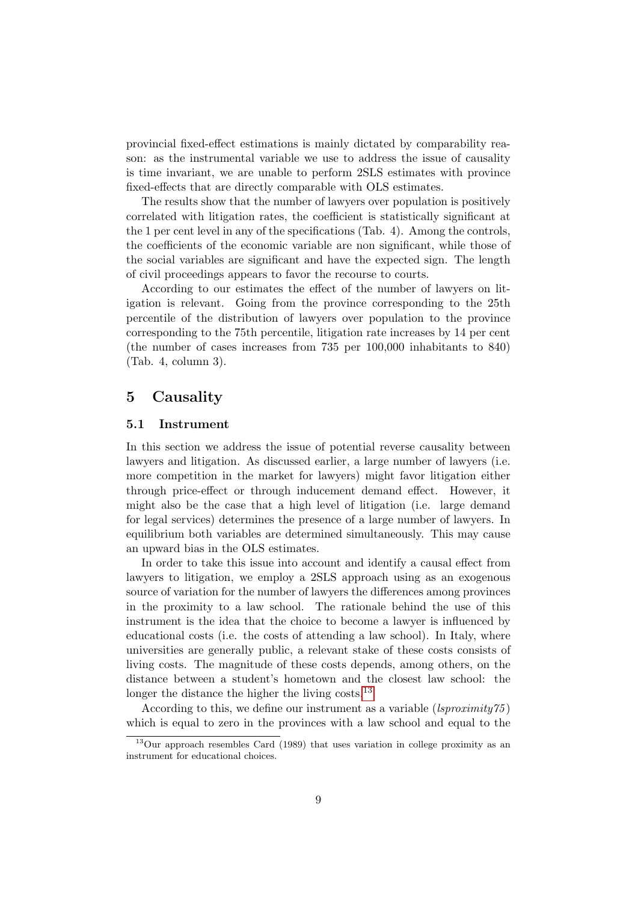provincial fixed-effect estimations is mainly dictated by comparability reason: as the instrumental variable we use to address the issue of causality is time invariant, we are unable to perform 2SLS estimates with province fixed-effects that are directly comparable with OLS estimates.

The results show that the number of lawyers over population is positively correlated with litigation rates, the coefficient is statistically significant at the 1 per cent level in any of the specifications (Tab. 4). Among the controls, the coefficients of the economic variable are non significant, while those of the social variables are significant and have the expected sign. The length of civil proceedings appears to favor the recourse to courts.

According to our estimates the effect of the number of lawyers on litigation is relevant. Going from the province corresponding to the 25th percentile of the distribution of lawyers over population to the province corresponding to the 75th percentile, litigation rate increases by 14 per cent (the number of cases increases from 735 per 100,000 inhabitants to 840) (Tab. 4, column 3).

## 5 Causality

### 5.1 Instrument

In this section we address the issue of potential reverse causality between lawyers and litigation. As discussed earlier, a large number of lawyers (i.e. more competition in the market for lawyers) might favor litigation either through price-effect or through inducement demand effect. However, it might also be the case that a high level of litigation (i.e. large demand for legal services) determines the presence of a large number of lawyers. In equilibrium both variables are determined simultaneously. This may cause an upward bias in the OLS estimates.

In order to take this issue into account and identify a causal effect from lawyers to litigation, we employ a 2SLS approach using as an exogenous source of variation for the number of lawyers the differences among provinces in the proximity to a law school. The rationale behind the use of this instrument is the idea that the choice to become a lawyer is influenced by educational costs (i.e. the costs of attending a law school). In Italy, where universities are generally public, a relevant stake of these costs consists of living costs. The magnitude of these costs depends, among others, on the distance between a student's hometown and the closest law school: the longer the distance the higher the living costs.[13]

According to this, we define our instrument as a variable (*lsproximity75*) which is equal to zero in the provinces with a law school and equal to the

[13] Our approach resembles Card (1989) that uses variation in college proximity as an instrument for educational choices.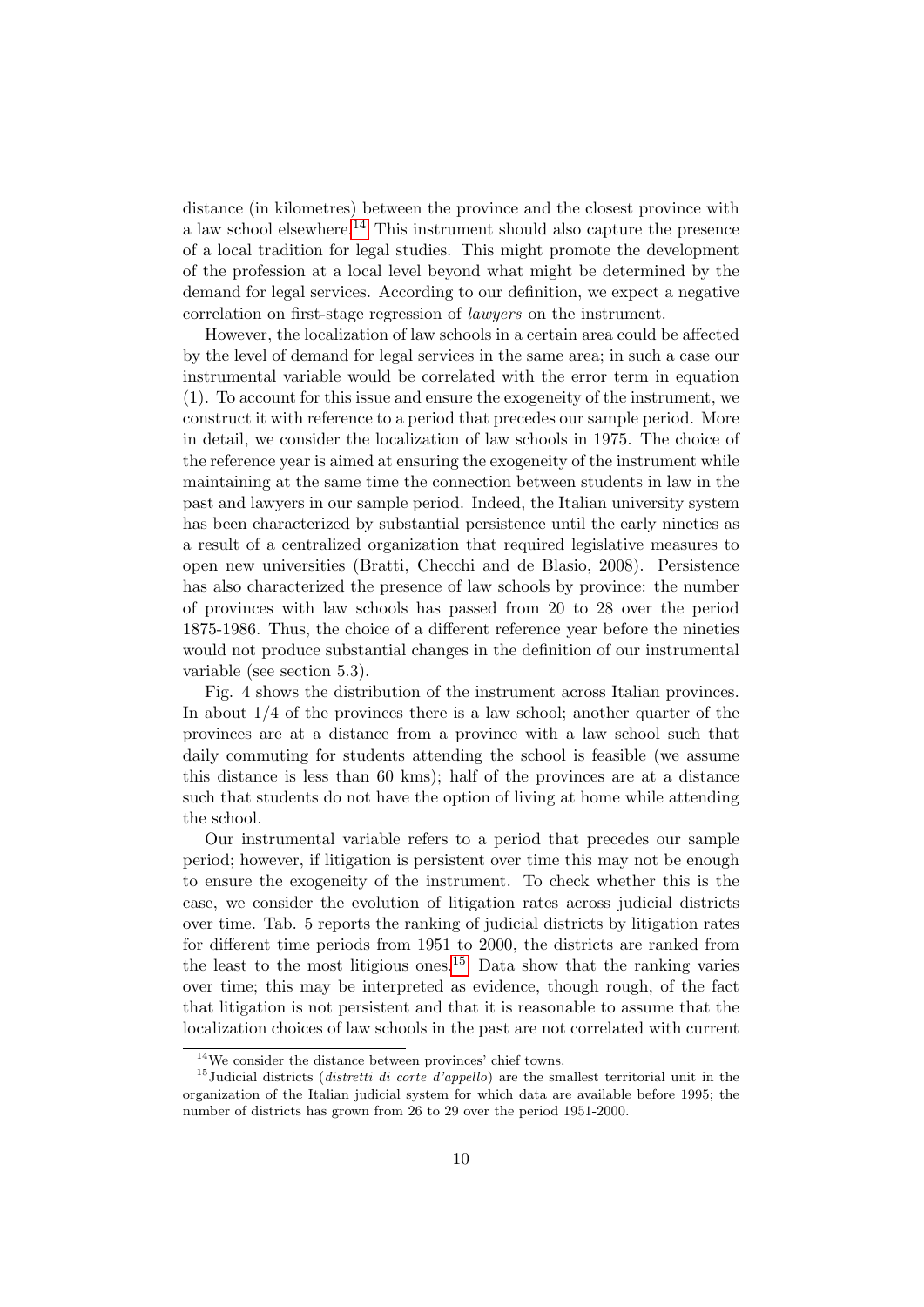distance (in kilometres) between the province and the closest province with a law school elsewhere.[14] This instrument should also capture the presence of a local tradition for legal studies. This might promote the development of the profession at a local level beyond what might be determined by the demand for legal services. According to our definition, we expect a negative correlation on first-stage regression of *lawyers* on the instrument.

However, the localization of law schools in a certain area could be affected by the level of demand for legal services in the same area; in such a case our instrumental variable would be correlated with the error term in equation (1). To account for this issue and ensure the exogeneity of the instrument, we construct it with reference to a period that precedes our sample period. More in detail, we consider the localization of law schools in 1975. The choice of the reference year is aimed at ensuring the exogeneity of the instrument while maintaining at the same time the connection between students in law in the past and lawyers in our sample period. Indeed, the Italian university system has been characterized by substantial persistence until the early nineties as a result of a centralized organization that required legislative measures to open new universities (Bratti, Checchi and de Blasio, 2008). Persistence has also characterized the presence of law schools by province: the number of provinces with law schools has passed from 20 to 28 over the period 1875-1986. Thus, the choice of a different reference year before the nineties would not produce substantial changes in the definition of our instrumental variable (see section 5.3).

Fig. 4 shows the distribution of the instrument across Italian provinces. In about 1/4 of the provinces there is a law school; another quarter of the provinces are at a distance from a province with a law school such that daily commuting for students attending the school is feasible (we assume this distance is less than 60 kms); half of the provinces are at a distance such that students do not have the option of living at home while attending the school.

Our instrumental variable refers to a period that precedes our sample period; however, if litigation is persistent over time this may not be enough to ensure the exogeneity of the instrument. To check whether this is the case, we consider the evolution of litigation rates across judicial districts over time. Tab. 5 reports the ranking of judicial districts by litigation rates for different time periods from 1951 to 2000, the districts are ranked from the least to the most litigious ones.[15] Data show that the ranking varies over time; this may be interpreted as evidence, though rough, of the fact that litigation is not persistent and that it is reasonable to assume that the localization choices of law schools in the past are not correlated with current

[14] We consider the distance between provinces' chief towns.

[15] Judicial districts (*distretti di corte d'appello*) are the smallest territorial unit in the organization of the Italian judicial system for which data are available before 1995; the number of districts has grown from 26 to 29 over the period 1951-2000.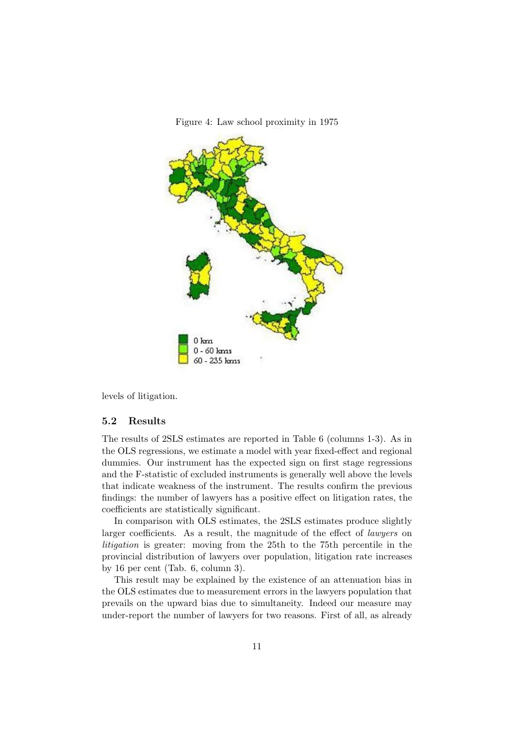Figure 4: Law school proximity in 1975

levels of litigation.

### 5.2 Results

The results of 2SLS estimates are reported in Table 6 (columns 1-3). As in the OLS regressions, we estimate a model with year fixed-effect and regional dummies. Our instrument has the expected sign on first stage regressions and the F-statistic of excluded instruments is generally well above the levels that indicate weakness of the instrument. The results confirm the previous findings: the number of lawyers has a positive effect on litigation rates, the coefficients are statistically significant.

In comparison with OLS estimates, the 2SLS estimates produce slightly larger coefficients. As a result, the magnitude of the effect of *lawyers* on *litigation* is greater: moving from the 25th to the 75th percentile in the provincial distribution of lawyers over population, litigation rate increases by 16 per cent (Tab. 6, column 3).

This result may be explained by the existence of an attenuation bias in the OLS estimates due to measurement errors in the lawyers population that prevails on the upward bias due to simultaneity. Indeed our measure may under-report the number of lawyers for two reasons. First of all, as already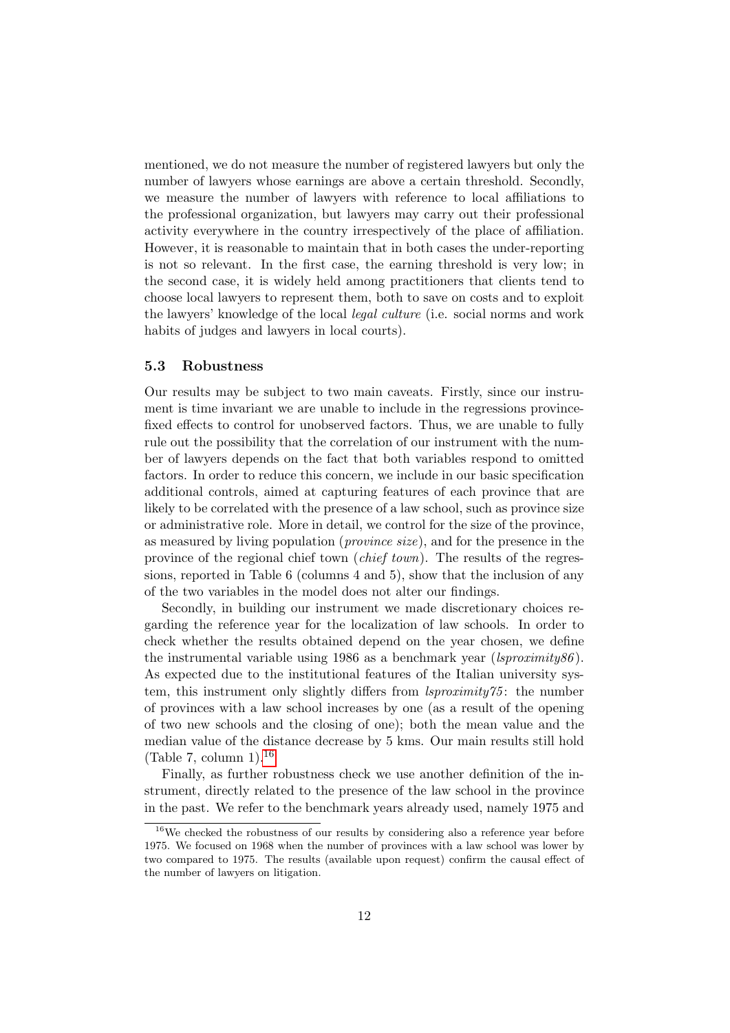mentioned, we do not measure the number of registered lawyers but only the number of lawyers whose earnings are above a certain threshold. Secondly, we measure the number of lawyers with reference to local affiliations to the professional organization, but lawyers may carry out their professional activity everywhere in the country irrespectively of the place of affiliation. However, it is reasonable to maintain that in both cases the under-reporting is not so relevant. In the first case, the earning threshold is very low; in the second case, it is widely held among practitioners that clients tend to choose local lawyers to represent them, both to save on costs and to exploit the lawyers' knowledge of the local *legal culture* (i.e. social norms and work habits of judges and lawyers in local courts).

### 5.3 Robustness

Our results may be subject to two main caveats. Firstly, since our instrument is time invariant we are unable to include in the regressions province-fixed effects to control for unobserved factors. Thus, we are unable to fully rule out the possibility that the correlation of our instrument with the number of lawyers depends on the fact that both variables respond to omitted factors. In order to reduce this concern, we include in our basic specification additional controls, aimed at capturing features of each province that are likely to be correlated with the presence of a law school, such as province size or administrative role. More in detail, we control for the size of the province, as measured by living population (*province size*), and for the presence in the province of the regional chief town (*chief town*). The results of the regressions, reported in Table 6 (columns 4 and 5), show that the inclusion of any of the two variables in the model does not alter our findings.

Secondly, in building our instrument we made discretionary choices regarding the reference year for the localization of law schools. In order to check whether the results obtained depend on the year chosen, we define the instrumental variable using 1986 as a benchmark year (*lsproximity86*). As expected due to the institutional features of the Italian university system, this instrument only slightly differs from *lsproximity75*: the number of provinces with a law school increases by one (as a result of the opening of two new schools and the closing of one); both the mean value and the median value of the distance decrease by 5 kms. Our main results still hold (Table 7, column 1).[16]

Finally, as further robustness check we use another definition of the instrument, directly related to the presence of the law school in the province in the past. We refer to the benchmark years already used, namely 1975 and

[16] We checked the robustness of our results by considering also a reference year before 1975. We focused on 1968 when the number of provinces with a law school was lower by two compared to 1975. The results (available upon request) confirm the causal effect of the number of lawyers on litigation.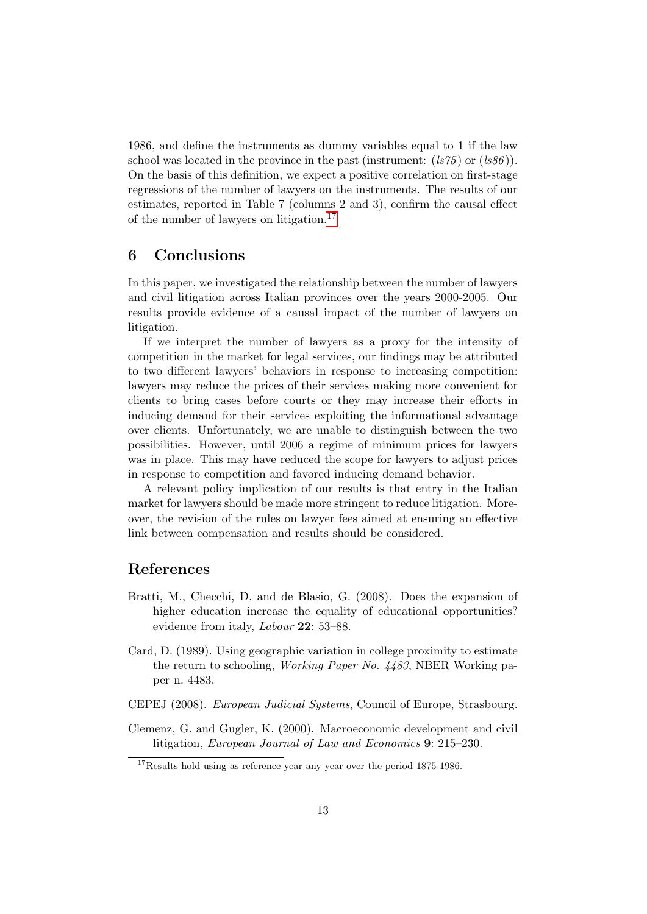1986, and define the instruments as dummy variables equal to 1 if the law school was located in the province in the past (instrument: (*ls75*) or (*ls86*)). On the basis of this definition, we expect a positive correlation on first-stage regressions of the number of lawyers on the instruments. The results of our estimates, reported in Table 7 (columns 2 and 3), confirm the causal effect of the number of lawyers on litigation.[17]

## 6 Conclusions

In this paper, we investigated the relationship between the number of lawyers and civil litigation across Italian provinces over the years 2000-2005. Our results provide evidence of a causal impact of the number of lawyers on litigation.

If we interpret the number of lawyers as a proxy for the intensity of competition in the market for legal services, our findings may be attributed to two different lawyers' behaviors in response to increasing competition: lawyers may reduce the prices of their services making more convenient for clients to bring cases before courts or they may increase their efforts in inducing demand for their services exploiting the informational advantage over clients. Unfortunately, we are unable to distinguish between the two possibilities. However, until 2006 a regime of minimum prices for lawyers was in place. This may have reduced the scope for lawyers to adjust prices in response to competition and favored inducing demand behavior.

A relevant policy implication of our results is that entry in the Italian market for lawyers should be made more stringent to reduce litigation. Moreover, the revision of the rules on lawyer fees aimed at ensuring an effective link between compensation and results should be considered.

## References

Bratti, M., Checchi, D. and de Blasio, G. (2008). Does the expansion of higher education increase the equality of educational opportunities? evidence from italy, *Labour* **22**: 53–88.

Card, D. (1989). Using geographic variation in college proximity to estimate the return to schooling, *Working Paper No. 4483*, NBER Working paper n. 4483.

CEPEJ (2008). *European Judicial Systems*, Council of Europe, Strasbourg.

Clemenz, G. and Gugler, K. (2000). Macroeconomic development and civil litigation, *European Journal of Law and Economics* **9**: 215–230.

[17]Results hold using as reference year any year over the period 1875-1986.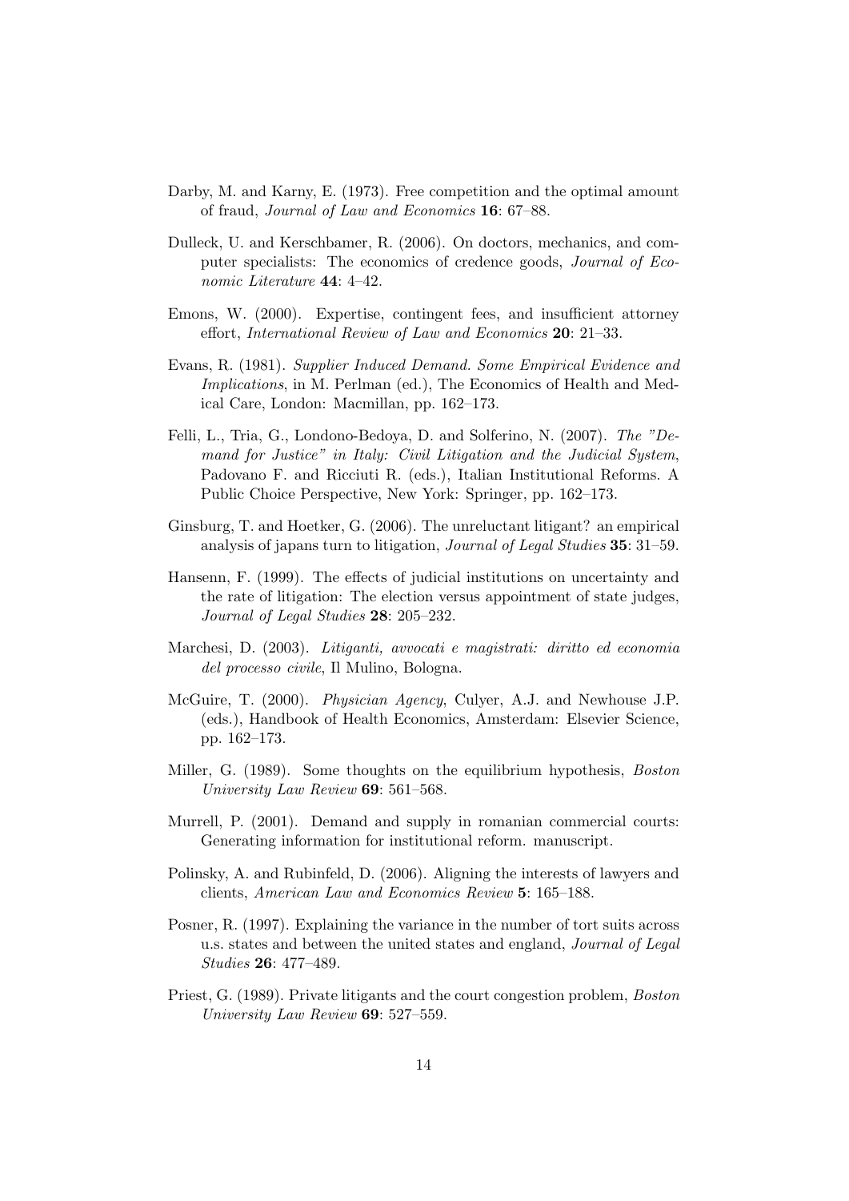Darby, M. and Karny, E. (1973). Free competition and the optimal amount of fraud, *Journal of Law and Economics* **16**: 67–88.

Dulleck, U. and Kerschbamer, R. (2006). On doctors, mechanics, and computer specialists: The economics of credence goods, *Journal of Economic Literature* **44**: 4–42.

Emons, W. (2000). Expertise, contingent fees, and insufficient attorney effort, *International Review of Law and Economics* **20**: 21–33.

Evans, R. (1981). *Supplier Induced Demand. Some Empirical Evidence and Implications*, in M. Perlman (ed.), The Economics of Health and Medical Care, London: Macmillan, pp. 162–173.

Felli, L., Tria, G., Londono-Bedoya, D. and Solferino, N. (2007). *The "Demand for Justice" in Italy: Civil Litigation and the Judicial System*, Padovano F. and Ricciuti R. (eds.), Italian Institutional Reforms. A Public Choice Perspective, New York: Springer, pp. 162–173.

Ginsburg, T. and Hoetker, G. (2006). The unreluctant litigant? an empirical analysis of japans turn to litigation, *Journal of Legal Studies* **35**: 31–59.

Hansenn, F. (1999). The effects of judicial institutions on uncertainty and the rate of litigation: The election versus appointment of state judges, *Journal of Legal Studies* **28**: 205–232.

Marchesi, D. (2003). *Litiganti, avvocati e magistrati: diritto ed economia del processo civile*, Il Mulino, Bologna.

McGuire, T. (2000). *Physician Agency*, Culyer, A.J. and Newhouse J.P. (eds.), Handbook of Health Economics, Amsterdam: Elsevier Science, pp. 162–173.

Miller, G. (1989). Some thoughts on the equilibrium hypothesis, *Boston University Law Review* **69**: 561–568.

Murrell, P. (2001). Demand and supply in romanian commercial courts: Generating information for institutional reform. manuscript.

Polinsky, A. and Rubinfeld, D. (2006). Aligning the interests of lawyers and clients, *American Law and Economics Review* **5**: 165–188.

Posner, R. (1997). Explaining the variance in the number of tort suits across u.s. states and between the united states and england, *Journal of Legal Studies* **26**: 477–489.

Priest, G. (1989). Private litigants and the court congestion problem, *Boston University Law Review* **69**: 527–559.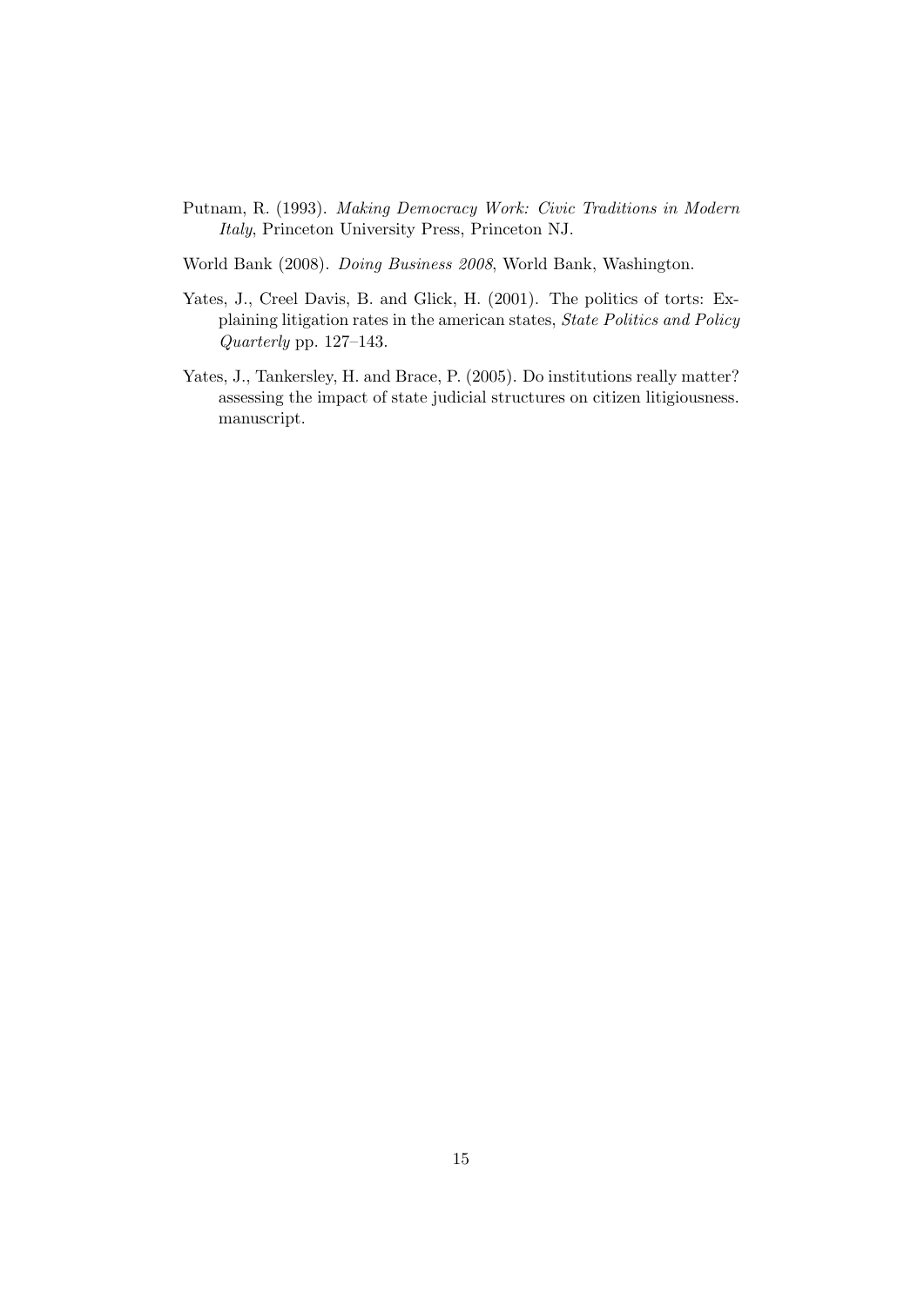Putnam, R. (1993). *Making Democracy Work: Civic Traditions in Modern Italy*, Princeton University Press, Princeton NJ.

World Bank (2008). *Doing Business 2008*, World Bank, Washington.

Yates, J., Creel Davis, B. and Glick, H. (2001). The politics of torts: Explaining litigation rates in the american states, *State Politics and Policy Quarterly* pp. 127–143.

Yates, J., Tankersley, H. and Brace, P. (2005). Do institutions really matter? assessing the impact of state judicial structures on citizen litigiousness. manuscript.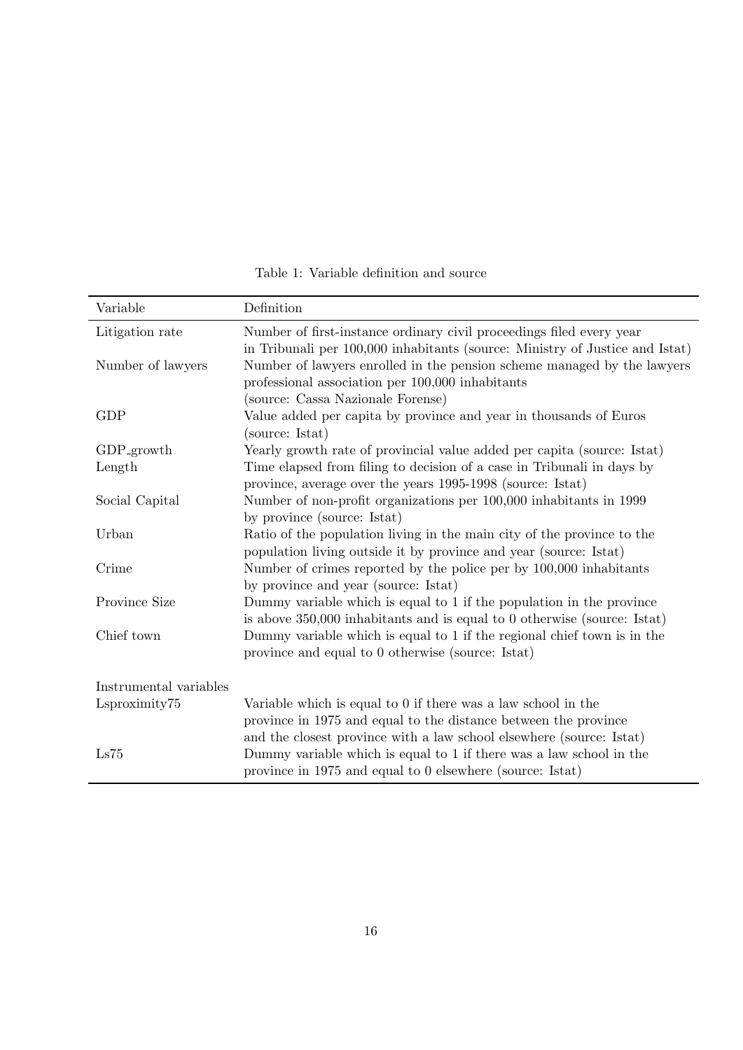Table 1: Variable definition and source

| Variable | Definition |
|---|---|
| Litigation rate | Number of first-instance ordinary civil proceedings filed every year in Tribunali per 100,000 inhabitants (source: Ministry of Justice and Istat) |
| Number of lawyers | Number of lawyers enrolled in the pension scheme managed by the lawyers professional association per 100,000 inhabitants (source: Cassa Nazionale Forense) |
| GDP | Value added per capita by province and year in thousands of Euros (source: Istat) |
| GDP_growth | Yearly growth rate of provincial value added per capita (source: Istat) |
| Length | Time elapsed from filing to decision of a case in Tribunali in days by province, average over the years 1995-1998 (source: Istat) |
| Social Capital | Number of non-profit organizations per 100,000 inhabitants in 1999 by province (source: Istat) |
| Urban | Ratio of the population living in the main city of the province to the population living outside it by province and year (source: Istat) |
| Crime | Number of crimes reported by the police per by 100,000 inhabitants by province and year (source: Istat) |
| Province Size | Dummy variable which is equal to 1 if the population in the province is above 350,000 inhabitants and is equal to 0 otherwise (source: Istat) |
| Chief town | Dummy variable which is equal to 1 if the regional chief town is in the province and equal to 0 otherwise (source: Istat) |
| Instrumental variables | |
| Lsproximity75 | Variable which is equal to 0 if there was a law school in the province in 1975 and equal to the distance between the province and the closest province with a law school elsewhere (source: Istat) |
| Ls75 | Dummy variable which is equal to 1 if there was a law school in the province in 1975 and equal to 0 elsewhere (source: Istat) |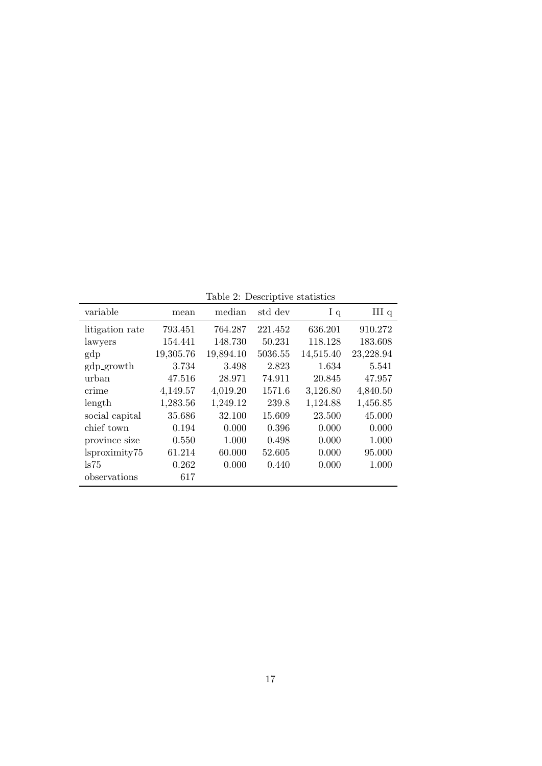Table 2: Descriptive statistics

| variable | mean | median | std dev | I q | III q |
|---|---|---|---|---|---|
| litigation rate | 793.451 | 764.287 | 221.452 | 636.201 | 910.272 |
| lawyers | 154.441 | 148.730 | 50.231 | 118.128 | 183.608 |
| gdp | 19,305.76 | 19,894.10 | 5036.55 | 14,515.40 | 23,228.94 |
| gdp_growth | 3.734 | 3.498 | 2.823 | 1.634 | 5.541 |
| urban | 47.516 | 28.971 | 74.911 | 20.845 | 47.957 |
| crime | 4,149.57 | 4,019.20 | 1571.6 | 3,126.80 | 4,840.50 |
| length | 1,283.56 | 1,249.12 | 239.8 | 1,124.88 | 1,456.85 |
| social capital | 35.686 | 32.100 | 15.609 | 23.500 | 45.000 |
| chief town | 0.194 | 0.000 | 0.396 | 0.000 | 0.000 |
| province size | 0.550 | 1.000 | 0.498 | 0.000 | 1.000 |
| lsproximity75 | 61.214 | 60.000 | 52.605 | 0.000 | 95.000 |
| ls75 | 0.262 | 0.000 | 0.440 | 0.000 | 1.000 |
| observations | 617 | | | | |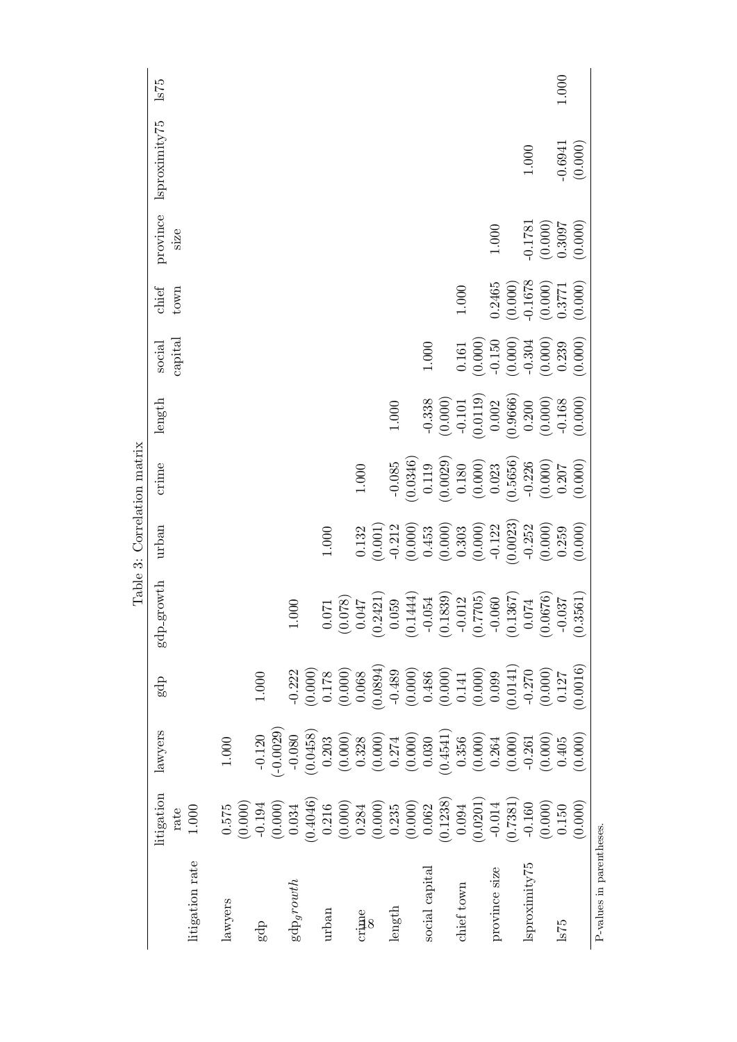Table 3: Correlation matrix

| | litigation rate | lawyers | gdp | gdp_growth | urban | crime | length | social capital | chief town | province size | lsproximity75 | ls75 |
|---|---|---|---|---|---|---|---|---|---|---|---|---|
| litigation rate | 1.000 | | | | | | | | | | | |
| lawyers | 0.575 | 1.000 | | | | | | | | | | |
| | (0.000) | | | | | | | | | | | |
| gdp | -0.194 | -0.120 | 1.000 | | | | | | | | | |
| | (0.000) | (-0.0029) | | | | | | | | | | |
| $gdp_{growth}$ | 0.034 | -0.080 | -0.222 | 1.000 | | | | | | | | |
| | (0.4046) | (0.0458) | (0.000) | | | | | | | | | |
| urban | 0.216 | 0.203 | 0.178 | 0.071 | 1.000 | | | | | | | |
| | (0.000) | (0.000) | (0.000) | (0.078) | | | | | | | | |
| crime | 0.284 | 0.328 | 0.068 | 0.047 | 0.132 | 1.000 | | | | | | |
| | (0.000) | (0.000) | (0.0894) | (0.2421) | (0.001) | | | | | | | |
| length | 0.235 | 0.274 | -0.489 | 0.059 | -0.212 | -0.085 | 1.000 | | | | | |
| | (0.000) | (0.000) | (0.000) | (0.1444) | (0.000) | (0.0346) | | | | | | |
| social capital | 0.062 | 0.030 | 0.486 | -0.054 | 0.453 | 0.119 | -0.338 | 1.000 | | | | |
| | (0.1238) | (0.4541) | (0.000) | (0.1839) | (0.000) | (0.0029) | (0.000) | | | | | |
| chief town | 0.094 | 0.356 | 0.141 | -0.012 | 0.303 | 0.180 | -0.101 | 0.161 | 1.000 | | | |
| | (0.0201) | (0.000) | (0.000) | (0.7705) | (0.000) | (0.000) | (0.0119) | (0.000) | | | | |
| province size | -0.014 | 0.264 | 0.099 | -0.060 | -0.122 | 0.023 | 0.002 | -0.150 | 0.2465 | 1.000 | | |
| | (0.7381) | (0.000) | (0.0141) | (0.1367) | (0.0023) | (0.5656) | (0.9666) | (0.000) | (0.000) | | | |
| lsproximity75 | -0.160 | -0.261 | -0.270 | 0.074 | -0.252 | -0.226 | 0.200 | -0.304 | -0.1678 | -0.1781 | 1.000 | |
| | (0.000) | (0.000) | (0.000) | (0.0676) | (0.000) | (0.000) | (0.000) | (0.000) | (0.000) | (0.000) | | |
| ls75 | 0.150 | 0.405 | 0.127 | -0.037 | 0.259 | 0.207 | -0.168 | 0.239 | 0.3771 | 0.3097 | -0.6941 | 1.000 |
| | (0.000) | (0.000) | (0.0016) | (0.3561) | (0.000) | (0.000) | (0.000) | (0.000) | (0.000) | (0.000) | (0.000) | |

P-values in parentheses.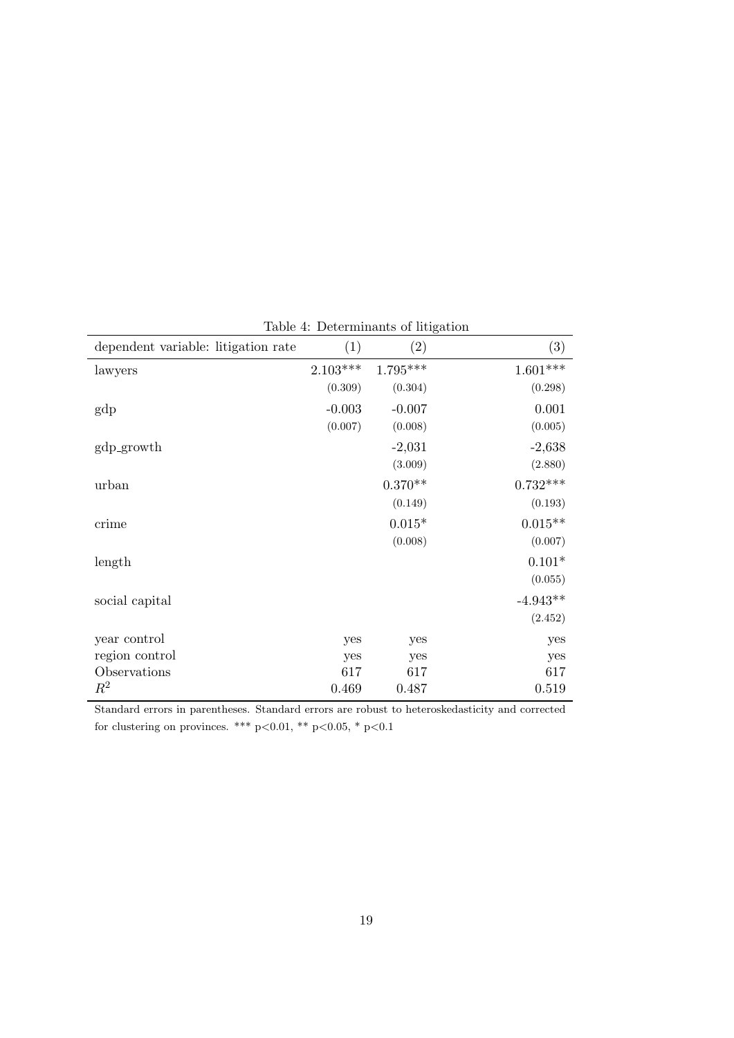Table 4: Determinants of litigation

| dependent variable: litigation rate | (1) | (2) | (3) |
|---|---|---|---|
| lawyers | 2.103*** | 1.795*** | 1.601*** |
| | (0.309) | (0.304) | (0.298) |
| gdp | -0.003 | -0.007 | 0.001 |
| | (0.007) | (0.008) | (0.005) |
| gdp_growth | | -2,031 | -2,638 |
| | | (3.009) | (2.880) |
| urban | | 0.370** | 0.732*** |
| | | (0.149) | (0.193) |
| crime | | 0.015* | 0.015** |
| | | (0.008) | (0.007) |
| length | | | 0.101* |
| | | | (0.055) |
| social capital | | | -4.943** |
| | | | (2.452) |
| year control | yes | yes | yes |
| region control | yes | yes | yes |
| Observations | 617 | 617 | 617 |
| $R^2$ | 0.469 | 0.487 | 0.519 |

Standard errors in parentheses. Standard errors are robust to heteroskedasticity and corrected for clustering on provinces. *** p<0.01, ** p<0.05, * p<0.1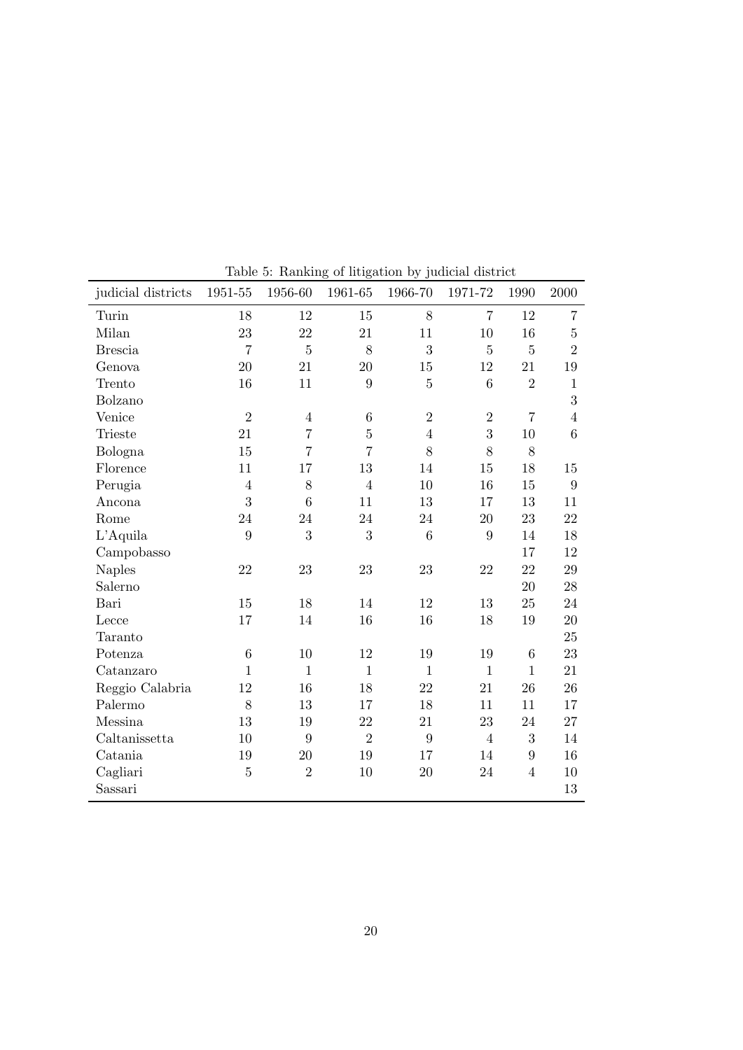Table 5: Ranking of litigation by judicial district

| judicial districts | 1951-55 | 1956-60 | 1961-65 | 1966-70 | 1971-72 | 1990 | 2000 |
|---|---|---|---|---|---|---|---|
| Turin | 18 | 12 | 15 | 8 | 7 | 12 | 7 |
| Milan | 23 | 22 | 21 | 11 | 10 | 16 | 5 |
| Brescia | 7 | 5 | 8 | 3 | 5 | 5 | 2 |
| Genova | 20 | 21 | 20 | 15 | 12 | 21 | 19 |
| Trento | 16 | 11 | 9 | 5 | 6 | 2 | 1 |
| Bolzano | | | | | | | 3 |
| Venice | 2 | 4 | 6 | 2 | 2 | 7 | 4 |
| Trieste | 21 | 7 | 5 | 4 | 3 | 10 | 6 |
| Bologna | 15 | 7 | 7 | 8 | 8 | 8 | |
| Florence | 11 | 17 | 13 | 14 | 15 | 18 | 15 |
| Perugia | 4 | 8 | 4 | 10 | 16 | 15 | 9 |
| Ancona | 3 | 6 | 11 | 13 | 17 | 13 | 11 |
| Rome | 24 | 24 | 24 | 24 | 20 | 23 | 22 |
| L'Aquila | 9 | 3 | 3 | 6 | 9 | 14 | 18 |
| Campobasso | | | | | | 17 | 12 |
| Naples | 22 | 23 | 23 | 23 | 22 | 22 | 29 |
| Salerno | | | | | | 20 | 28 |
| Bari | 15 | 18 | 14 | 12 | 13 | 25 | 24 |
| Lecce | 17 | 14 | 16 | 16 | 18 | 19 | 20 |
| Taranto | | | | | | | 25 |
| Potenza | 6 | 10 | 12 | 19 | 19 | 6 | 23 |
| Catanzaro | 1 | 1 | 1 | 1 | 1 | 1 | 21 |
| Reggio Calabria | 12 | 16 | 18 | 22 | 21 | 26 | 26 |
| Palermo | 8 | 13 | 17 | 18 | 11 | 11 | 17 |
| Messina | 13 | 19 | 22 | 21 | 23 | 24 | 27 |
| Caltanissetta | 10 | 9 | 2 | 9 | 4 | 3 | 14 |
| Catania | 19 | 20 | 19 | 17 | 14 | 9 | 16 |
| Cagliari | 5 | 2 | 10 | 20 | 24 | 4 | 10 |
| Sassari | | | | | | | 13 |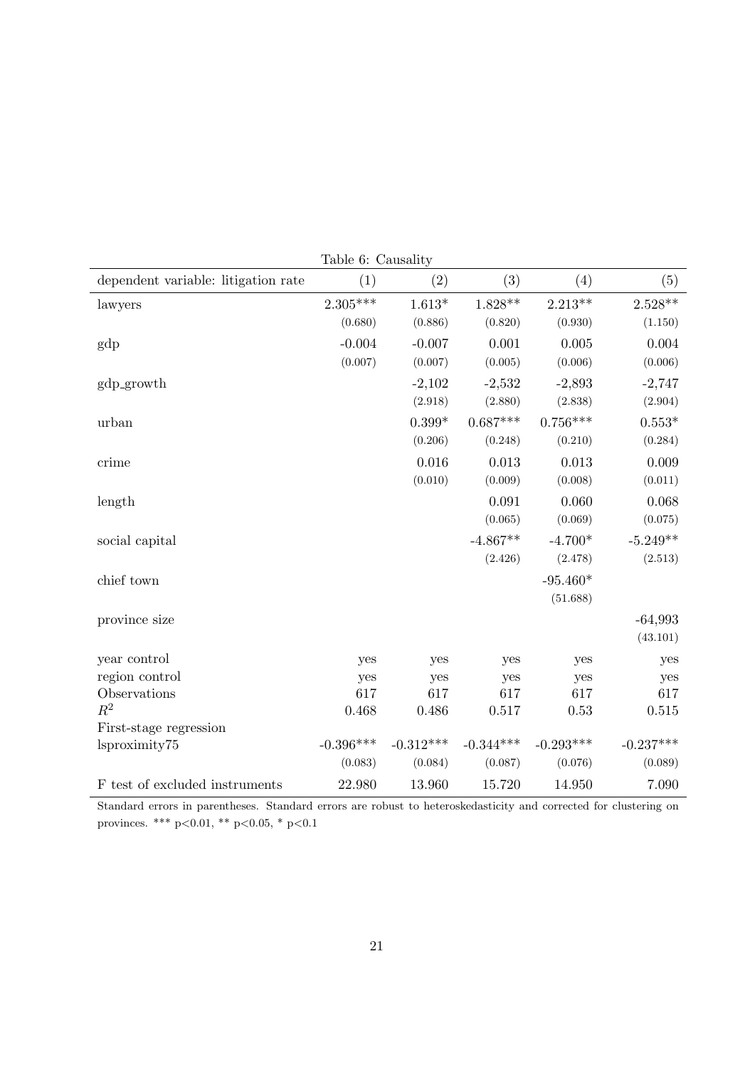Table 6: Causality

| dependent variable: litigation rate | (1) | (2) | (3) | (4) | (5) |
|---|---|---|---|---|---|
| lawyers | 2.305*** | 1.613* | 1.828** | 2.213** | 2.528** |
| | (0.680) | (0.886) | (0.820) | (0.930) | (1.150) |
| gdp | -0.004 | -0.007 | 0.001 | 0.005 | 0.004 |
| | (0.007) | (0.007) | (0.005) | (0.006) | (0.006) |
| gdp_growth | | -2,102 | -2,532 | -2,893 | -2,747 |
| | | (2.918) | (2.880) | (2.838) | (2.904) |
| urban | | 0.399* | 0.687*** | 0.756*** | 0.553* |
| | | (0.206) | (0.248) | (0.210) | (0.284) |
| crime | | 0.016 | 0.013 | 0.013 | 0.009 |
| | | (0.010) | (0.009) | (0.008) | (0.011) |
| length | | | 0.091 | 0.060 | 0.068 |
| | | | (0.065) | (0.069) | (0.075) |
| social capital | | | -4.867** | -4.700* | -5.249** |
| | | | (2.426) | (2.478) | (2.513) |
| chief town | | | | -95.460* | |
| | | | | (51.688) | |
| province size | | | | | -64,993 |
| | | | | | (43.101) |
| year control | yes | yes | yes | yes | yes |
| region control | yes | yes | yes | yes | yes |
| Observations | 617 | 617 | 617 | 617 | 617 |
| $R^2$ | 0.468 | 0.486 | 0.517 | 0.53 | 0.515 |
| First-stage regression | | | | | |
| lsproximity75 | -0.396*** | -0.312*** | -0.344*** | -0.293*** | -0.237*** |
| | (0.083) | (0.084) | (0.087) | (0.076) | (0.089) |
| F test of excluded instruments | 22.980 | 13.960 | 15.720 | 14.950 | 7.090 |

Standard errors in parentheses. Standard errors are robust to heteroskedasticity and corrected for clustering on provinces. *** p<0.01, ** p<0.05, * p<0.1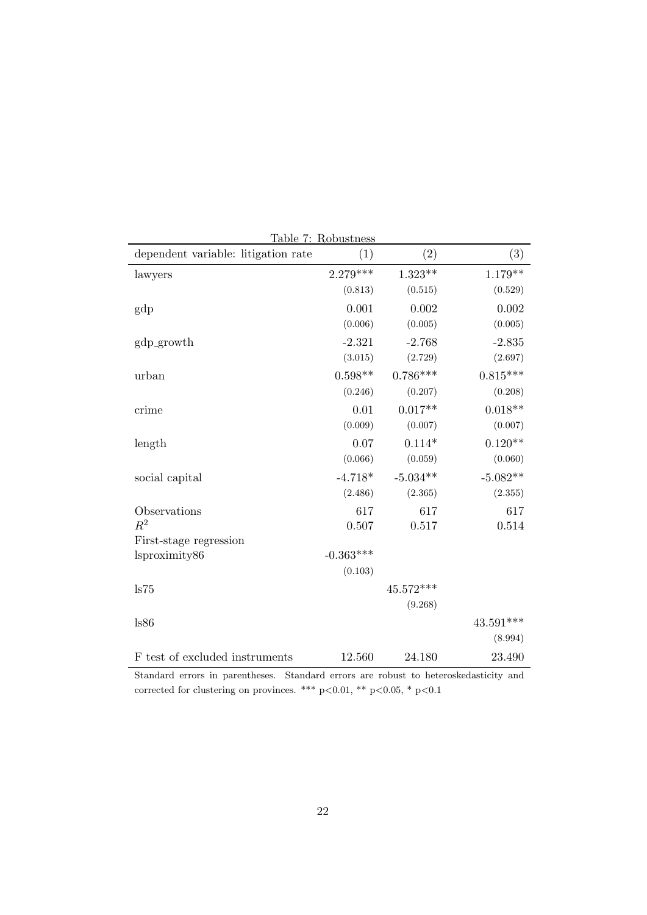Table 7: Robustness

| dependent variable: litigation rate | (1) | (2) | (3) |
|---|---|---|---|
| lawyers | 2.279*** | 1.323** | 1.179** |
| | (0.813) | (0.515) | (0.529) |
| gdp | 0.001 | 0.002 | 0.002 |
| | (0.006) | (0.005) | (0.005) |
| gdp_growth | -2.321 | -2.768 | -2.835 |
| | (3.015) | (2.729) | (2.697) |
| urban | 0.598** | 0.786*** | 0.815*** |
| | (0.246) | (0.207) | (0.208) |
| crime | 0.01 | 0.017** | 0.018** |
| | (0.009) | (0.007) | (0.007) |
| length | 0.07 | 0.114* | 0.120** |
| | (0.066) | (0.059) | (0.060) |
| social capital | -4.718* | -5.034** | -5.082** |
| | (2.486) | (2.365) | (2.355) |
| Observations | 617 | 617 | 617 |
| $R^2$ | 0.507 | 0.517 | 0.514 |
| First-stage regression | | | |
| lsproximity86 | -0.363*** | | |
| | (0.103) | | |
| ls75 | | 45.572*** | |
| | | (9.268) | |
| ls86 | | | 43.591*** |
| | | | (8.994) |
| F test of excluded instruments | 12.560 | 24.180 | 23.490 |

Standard errors in parentheses. Standard errors are robust to heteroskedasticity and corrected for clustering on provinces. *** p<0.01, ** p<0.05, * p<0.1